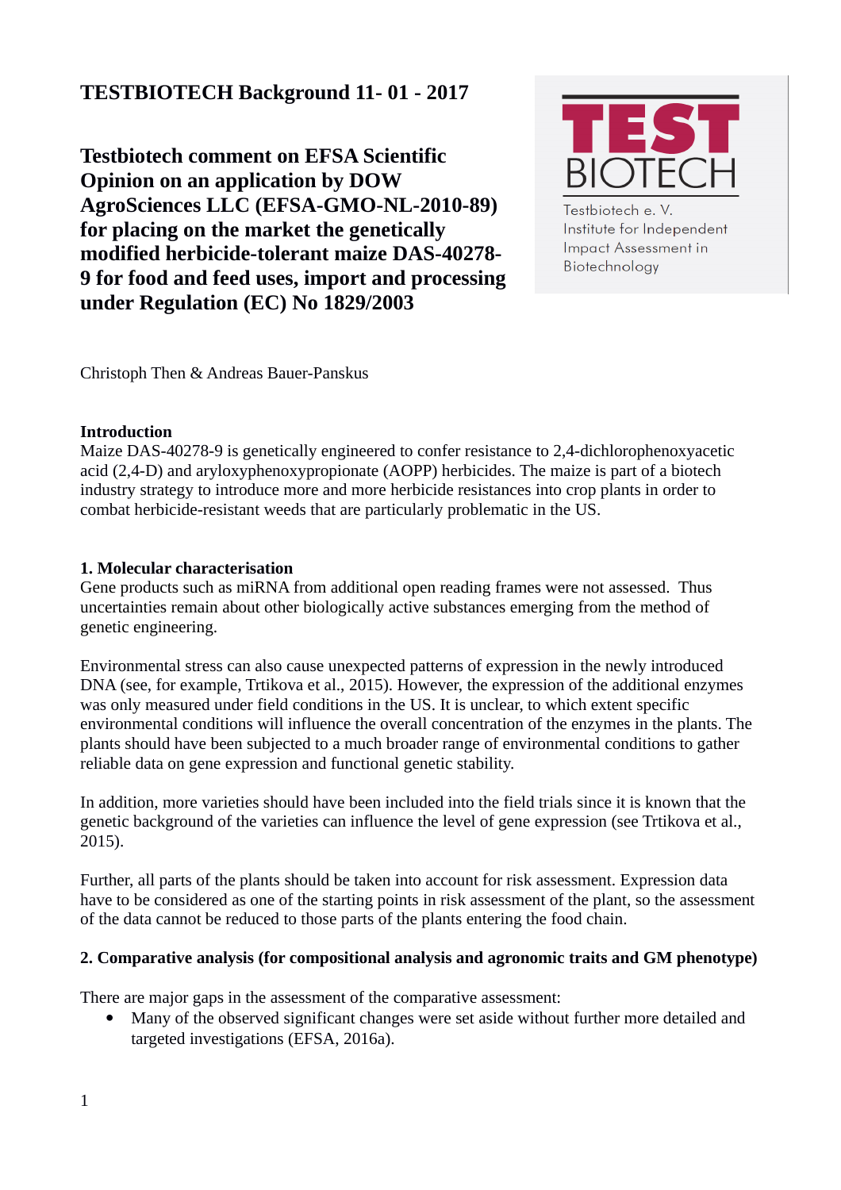**TESTBIOTECH Background 11- 01 - 2017**

# Testbiotech comment on EFSA Scientific Opinion on an application by DOW AgroSciences LLC (EFSA-GMO-NL-2010-89) for placing on the market the genetically modified herbicide-tolerant maize DAS-40278-9 for food and feed uses, import and processing under Regulation (EC) No 1829/2003

TEST BIOTECH

Testbiotech e. V.
Institute for Independent Impact Assessment in Biotechnology

Christoph Then & Andreas Bauer-Panskus

**Introduction**

Maize DAS-40278-9 is genetically engineered to confer resistance to 2,4-dichlorophenoxyacetic acid (2,4-D) and aryloxyphenoxypropionate (AOPP) herbicides. The maize is part of a biotech industry strategy to introduce more and more herbicide resistances into crop plants in order to combat herbicide-resistant weeds that are particularly problematic in the US.

**1. Molecular characterisation**

Gene products such as miRNA from additional open reading frames were not assessed. Thus uncertainties remain about other biologically active substances emerging from the method of genetic engineering.

Environmental stress can also cause unexpected patterns of expression in the newly introduced DNA (see, for example, Trtikova et al., 2015). However, the expression of the additional enzymes was only measured under field conditions in the US. It is unclear, to which extent specific environmental conditions will influence the overall concentration of the enzymes in the plants. The plants should have been subjected to a much broader range of environmental conditions to gather reliable data on gene expression and functional genetic stability.

In addition, more varieties should have been included into the field trials since it is known that the genetic background of the varieties can influence the level of gene expression (see Trtikova et al., 2015).

Further, all parts of the plants should be taken into account for risk assessment. Expression data have to be considered as one of the starting points in risk assessment of the plant, so the assessment of the data cannot be reduced to those parts of the plants entering the food chain.

**2. Comparative analysis (for compositional analysis and agronomic traits and GM phenotype)**

There are major gaps in the assessment of the comparative assessment:

- Many of the observed significant changes were set aside without further more detailed and targeted investigations (EFSA, 2016a).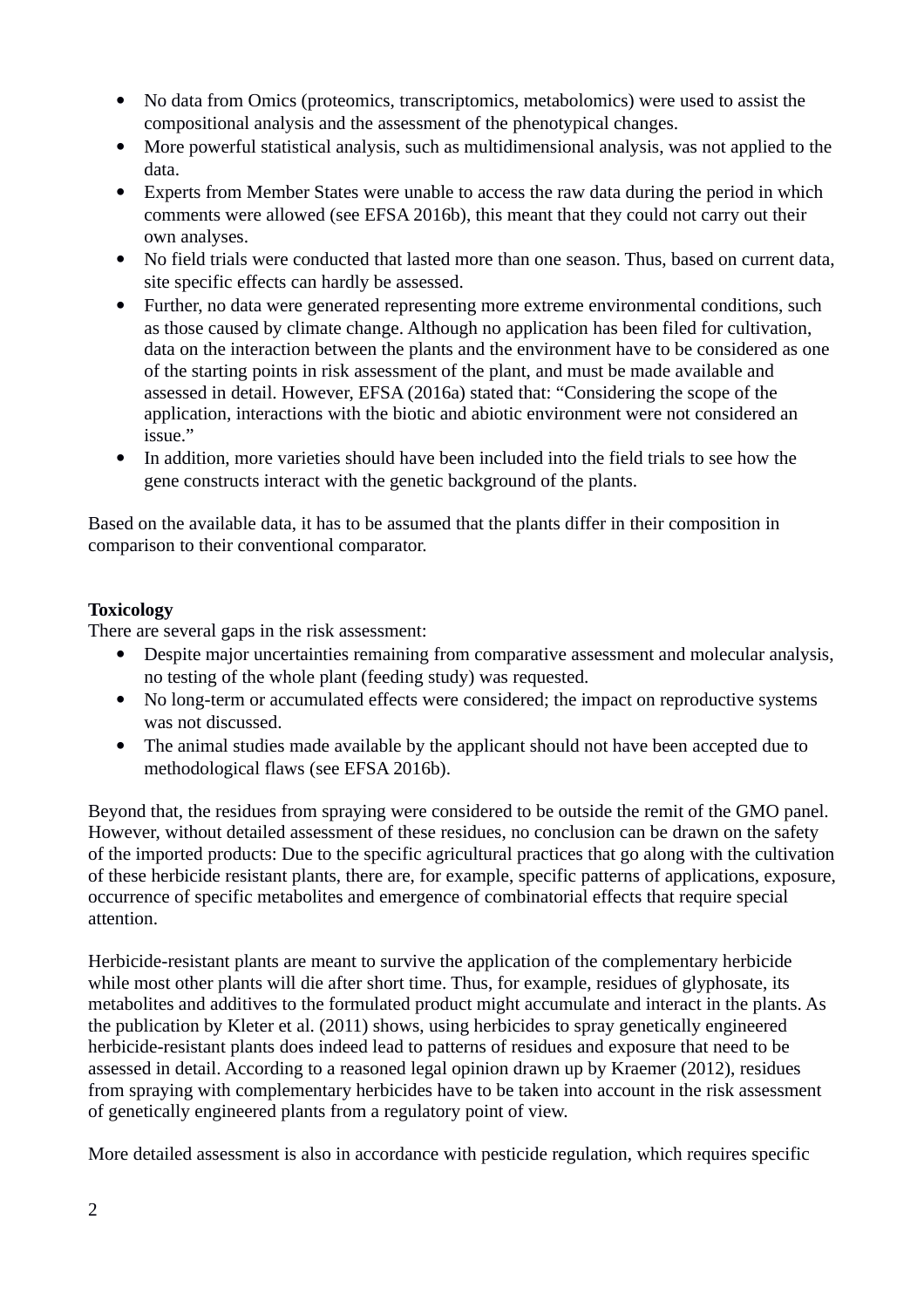- No data from Omics (proteomics, transcriptomics, metabolomics) were used to assist the compositional analysis and the assessment of the phenotypical changes.
- More powerful statistical analysis, such as multidimensional analysis, was not applied to the data.
- Experts from Member States were unable to access the raw data during the period in which comments were allowed (see EFSA 2016b), this meant that they could not carry out their own analyses.
- No field trials were conducted that lasted more than one season. Thus, based on current data, site specific effects can hardly be assessed.
- Further, no data were generated representing more extreme environmental conditions, such as those caused by climate change. Although no application has been filed for cultivation, data on the interaction between the plants and the environment have to be considered as one of the starting points in risk assessment of the plant, and must be made available and assessed in detail. However, EFSA (2016a) stated that: "Considering the scope of the application, interactions with the biotic and abiotic environment were not considered an issue."
- In addition, more varieties should have been included into the field trials to see how the gene constructs interact with the genetic background of the plants.

Based on the available data, it has to be assumed that the plants differ in their composition in comparison to their conventional comparator.

**Toxicology**

There are several gaps in the risk assessment:

- Despite major uncertainties remaining from comparative assessment and molecular analysis, no testing of the whole plant (feeding study) was requested.
- No long-term or accumulated effects were considered; the impact on reproductive systems was not discussed.
- The animal studies made available by the applicant should not have been accepted due to methodological flaws (see EFSA 2016b).

Beyond that, the residues from spraying were considered to be outside the remit of the GMO panel. However, without detailed assessment of these residues, no conclusion can be drawn on the safety of the imported products: Due to the specific agricultural practices that go along with the cultivation of these herbicide resistant plants, there are, for example, specific patterns of applications, exposure, occurrence of specific metabolites and emergence of combinatorial effects that require special attention.

Herbicide-resistant plants are meant to survive the application of the complementary herbicide while most other plants will die after short time. Thus, for example, residues of glyphosate, its metabolites and additives to the formulated product might accumulate and interact in the plants. As the publication by Kleter et al. (2011) shows, using herbicides to spray genetically engineered herbicide-resistant plants does indeed lead to patterns of residues and exposure that need to be assessed in detail. According to a reasoned legal opinion drawn up by Kraemer (2012), residues from spraying with complementary herbicides have to be taken into account in the risk assessment of genetically engineered plants from a regulatory point of view.

More detailed assessment is also in accordance with pesticide regulation, which requires specific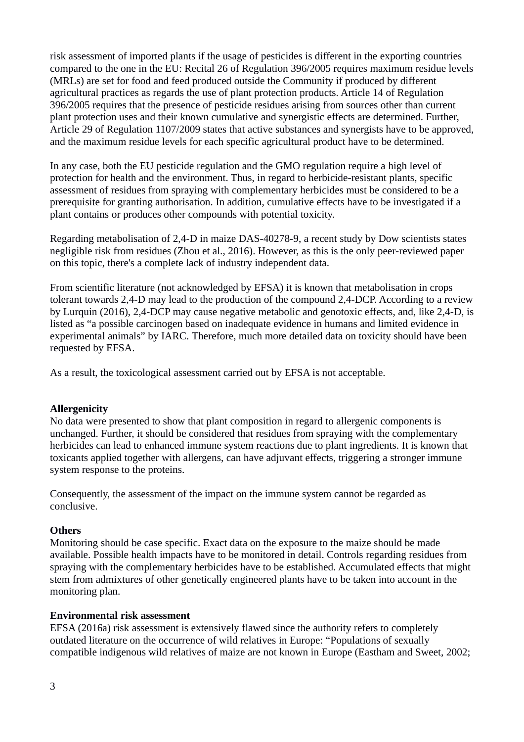risk assessment of imported plants if the usage of pesticides is different in the exporting countries compared to the one in the EU: Recital 26 of Regulation 396/2005 requires maximum residue levels (MRLs) are set for food and feed produced outside the Community if produced by different agricultural practices as regards the use of plant protection products. Article 14 of Regulation 396/2005 requires that the presence of pesticide residues arising from sources other than current plant protection uses and their known cumulative and synergistic effects are determined. Further, Article 29 of Regulation 1107/2009 states that active substances and synergists have to be approved, and the maximum residue levels for each specific agricultural product have to be determined.

In any case, both the EU pesticide regulation and the GMO regulation require a high level of protection for health and the environment. Thus, in regard to herbicide-resistant plants, specific assessment of residues from spraying with complementary herbicides must be considered to be a prerequisite for granting authorisation. In addition, cumulative effects have to be investigated if a plant contains or produces other compounds with potential toxicity.

Regarding metabolisation of 2,4-D in maize DAS-40278-9, a recent study by Dow scientists states negligible risk from residues (Zhou et al., 2016). However, as this is the only peer-reviewed paper on this topic, there's a complete lack of industry independent data.

From scientific literature (not acknowledged by EFSA) it is known that metabolisation in crops tolerant towards 2,4-D may lead to the production of the compound 2,4-DCP. According to a review by Lurquin (2016), 2,4-DCP may cause negative metabolic and genotoxic effects, and, like 2,4-D, is listed as "a possible carcinogen based on inadequate evidence in humans and limited evidence in experimental animals" by IARC. Therefore, much more detailed data on toxicity should have been requested by EFSA.

As a result, the toxicological assessment carried out by EFSA is not acceptable.

**Allergenicity**

No data were presented to show that plant composition in regard to allergenic components is unchanged. Further, it should be considered that residues from spraying with the complementary herbicides can lead to enhanced immune system reactions due to plant ingredients. It is known that toxicants applied together with allergens, can have adjuvant effects, triggering a stronger immune system response to the proteins.

Consequently, the assessment of the impact on the immune system cannot be regarded as conclusive.

**Others**

Monitoring should be case specific. Exact data on the exposure to the maize should be made available. Possible health impacts have to be monitored in detail. Controls regarding residues from spraying with the complementary herbicides have to be established. Accumulated effects that might stem from admixtures of other genetically engineered plants have to be taken into account in the monitoring plan.

**Environmental risk assessment**

EFSA (2016a) risk assessment is extensively flawed since the authority refers to completely outdated literature on the occurrence of wild relatives in Europe: "Populations of sexually compatible indigenous wild relatives of maize are not known in Europe (Eastham and Sweet, 2002;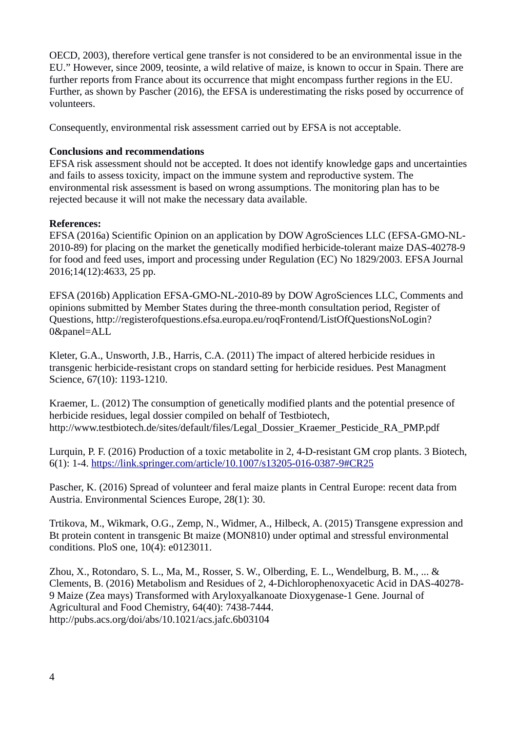OECD, 2003), therefore vertical gene transfer is not considered to be an environmental issue in the EU." However, since 2009, teosinte, a wild relative of maize, is known to occur in Spain. There are further reports from France about its occurrence that might encompass further regions in the EU. Further, as shown by Pascher (2016), the EFSA is underestimating the risks posed by occurrence of volunteers.

Consequently, environmental risk assessment carried out by EFSA is not acceptable.

**Conclusions and recommendations**

EFSA risk assessment should not be accepted. It does not identify knowledge gaps and uncertainties and fails to assess toxicity, impact on the immune system and reproductive system. The environmental risk assessment is based on wrong assumptions. The monitoring plan has to be rejected because it will not make the necessary data available.

**References:**

EFSA (2016a) Scientific Opinion on an application by DOW AgroSciences LLC (EFSA-GMO-NL-2010-89) for placing on the market the genetically modified herbicide-tolerant maize DAS-40278-9 for food and feed uses, import and processing under Regulation (EC) No 1829/2003. EFSA Journal 2016;14(12):4633, 25 pp.

EFSA (2016b) Application EFSA-GMO-NL-2010-89 by DOW AgroSciences LLC, Comments and opinions submitted by Member States during the three-month consultation period, Register of Questions, http://registerofquestions.efsa.europa.eu/roqFrontend/ListOfQuestionsNoLogin?0&panel=ALL

Kleter, G.A., Unsworth, J.B., Harris, C.A. (2011) The impact of altered herbicide residues in transgenic herbicide-resistant crops on standard setting for herbicide residues. Pest Managment Science, 67(10): 1193-1210.

Kraemer, L. (2012) The consumption of genetically modified plants and the potential presence of herbicide residues, legal dossier compiled on behalf of Testbiotech, http://www.testbiotech.de/sites/default/files/Legal_Dossier_Kraemer_Pesticide_RA_PMP.pdf

Lurquin, P. F. (2016) Production of a toxic metabolite in 2, 4-D-resistant GM crop plants. 3 Biotech, 6(1): 1-4. https://link.springer.com/article/10.1007/s13205-016-0387-9#CR25

Pascher, K. (2016) Spread of volunteer and feral maize plants in Central Europe: recent data from Austria. Environmental Sciences Europe, 28(1): 30.

Trtikova, M., Wikmark, O.G., Zemp, N., Widmer, A., Hilbeck, A. (2015) Transgene expression and Bt protein content in transgenic Bt maize (MON810) under optimal and stressful environmental conditions. PloS one, 10(4): e0123011.

Zhou, X., Rotondaro, S. L., Ma, M., Rosser, S. W., Olberding, E. L., Wendelburg, B. M., ... & Clements, B. (2016) Metabolism and Residues of 2, 4-Dichlorophenoxyacetic Acid in DAS-40278-9 Maize (Zea mays) Transformed with Aryloxyalkanoate Dioxygenase-1 Gene. Journal of Agricultural and Food Chemistry, 64(40): 7438-7444. http://pubs.acs.org/doi/abs/10.1021/acs.jafc.6b03104